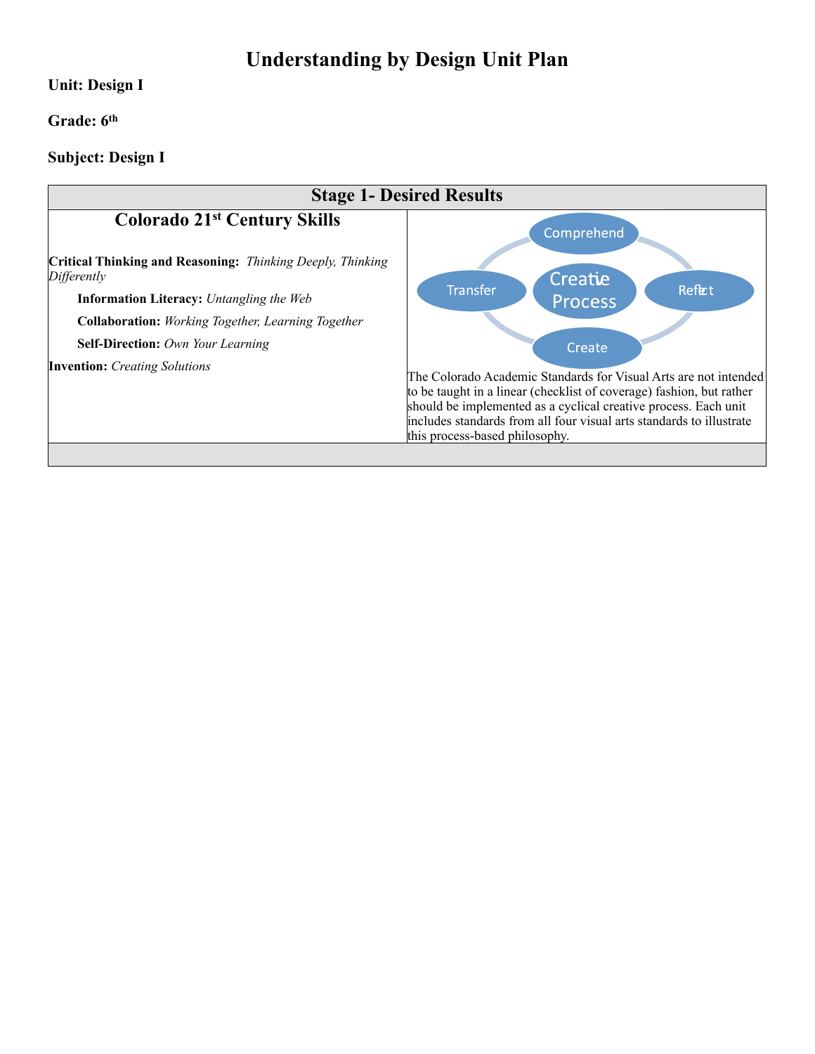# Understanding by Design Unit Plan

**Unit: Design I**

**Grade: 6th**

**Subject: Design I**

| Stage 1- Desired Results | |
|---|---|
| **Colorado 21st Century Skills**<br><br>**Critical Thinking and Reasoning:** *Thinking Deeply, Thinking Differently*<br><br>**Information Literacy:** *Untangling the Web*<br><br>**Collaboration:** *Working Together, Learning Together*<br><br>**Self-Direction:** *Own Your Learning*<br><br>**Invention:** *Creating Solutions* | Comprehend<br>Transfer — Creative Process — Reflect<br>Create<br><br>The Colorado Academic Standards for Visual Arts are not intended to be taught in a linear (checklist of coverage) fashion, but rather should be implemented as a cyclical creative process. Each unit includes standards from all four visual arts standards to illustrate this process-based philosophy. |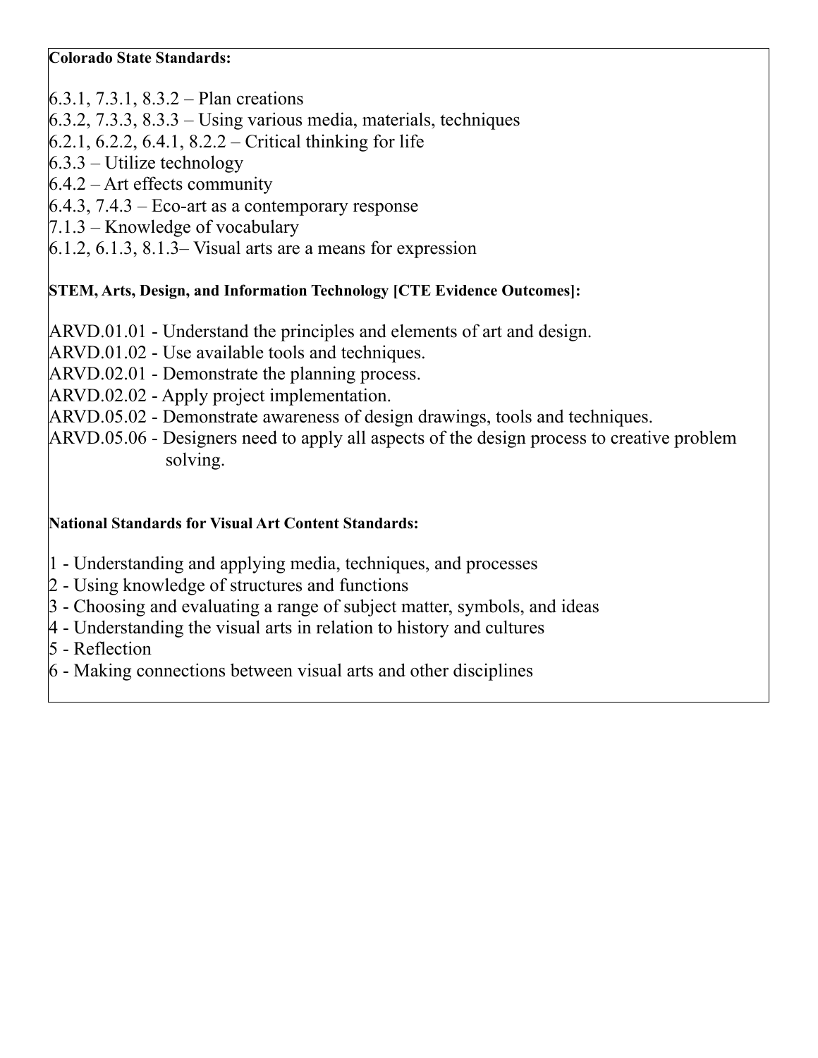**Colorado State Standards:**

6.3.1, 7.3.1, 8.3.2 – Plan creations
6.3.2, 7.3.3, 8.3.3 – Using various media, materials, techniques
6.2.1, 6.2.2, 6.4.1, 8.2.2 – Critical thinking for life
6.3.3 – Utilize technology
6.4.2 – Art effects community
6.4.3, 7.4.3 – Eco-art as a contemporary response
7.1.3 – Knowledge of vocabulary
6.1.2, 6.1.3, 8.1.3– Visual arts are a means for expression

**STEM, Arts, Design, and Information Technology [CTE Evidence Outcomes]:**

ARVD.01.01 - Understand the principles and elements of art and design.
ARVD.01.02 - Use available tools and techniques.
ARVD.02.01 - Demonstrate the planning process.
ARVD.02.02 - Apply project implementation.
ARVD.05.02 - Demonstrate awareness of design drawings, tools and techniques.
ARVD.05.06 - Designers need to apply all aspects of the design process to creative problem solving.

**National Standards for Visual Art Content Standards:**

1 - Understanding and applying media, techniques, and processes
2 - Using knowledge of structures and functions
3 - Choosing and evaluating a range of subject matter, symbols, and ideas
4 - Understanding the visual arts in relation to history and cultures
5 - Reflection
6 - Making connections between visual arts and other disciplines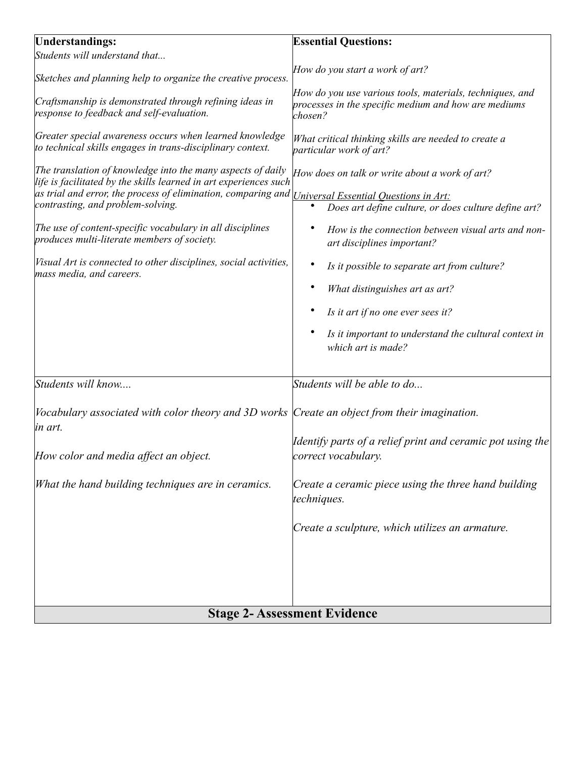| **Understandings:** | **Essential Questions:** |
|---|---|
| *Students will understand that...*<br><br>*Sketches and planning help to organize the creative process.*<br><br>*Craftsmanship is demonstrated through refining ideas in response to feedback and self-evaluation.*<br><br>*Greater special awareness occurs when learned knowledge to technical skills engages in trans-disciplinary context.*<br><br>*The translation of knowledge into the many aspects of daily life is facilitated by the skills learned in art experiences such as trial and error, the process of elimination, comparing and contrasting, and problem-solving.*<br><br>*The use of content-specific vocabulary in all disciplines produces multi-literate members of society.*<br><br>*Visual Art is connected to other disciplines, social activities, mass media, and careers.* | *How do you start a work of art?*<br><br>*How do you use various tools, materials, techniques, and processes in the specific medium and how are mediums chosen?*<br><br>*What critical thinking skills are needed to create a particular work of art?*<br><br>*How does on talk or write about a work of art?*<br><br><u>*Universal Essential Questions in Art:*</u><br>• *Does art define culture, or does culture define art?*<br>• *How is the connection between visual arts and non-art disciplines important?*<br>• *Is it possible to separate art from culture?*<br>• *What distinguishes art as art?*<br>• *Is it art if no one ever sees it?*<br>• *Is it important to understand the cultural context in which art is made?* |
| *Students will know....*<br><br>*Vocabulary associated with color theory and 3D works in art.*<br><br>*How color and media affect an object.*<br><br>*What the hand building techniques are in ceramics.* | *Students will be able to do...*<br><br>*Create an object from their imagination.*<br><br>*Identify parts of a relief print and ceramic pot using the correct vocabulary.*<br><br>*Create a ceramic piece using the three hand building techniques.*<br><br>*Create a sculpture, which utilizes an armature.* |

## Stage 2- Assessment Evidence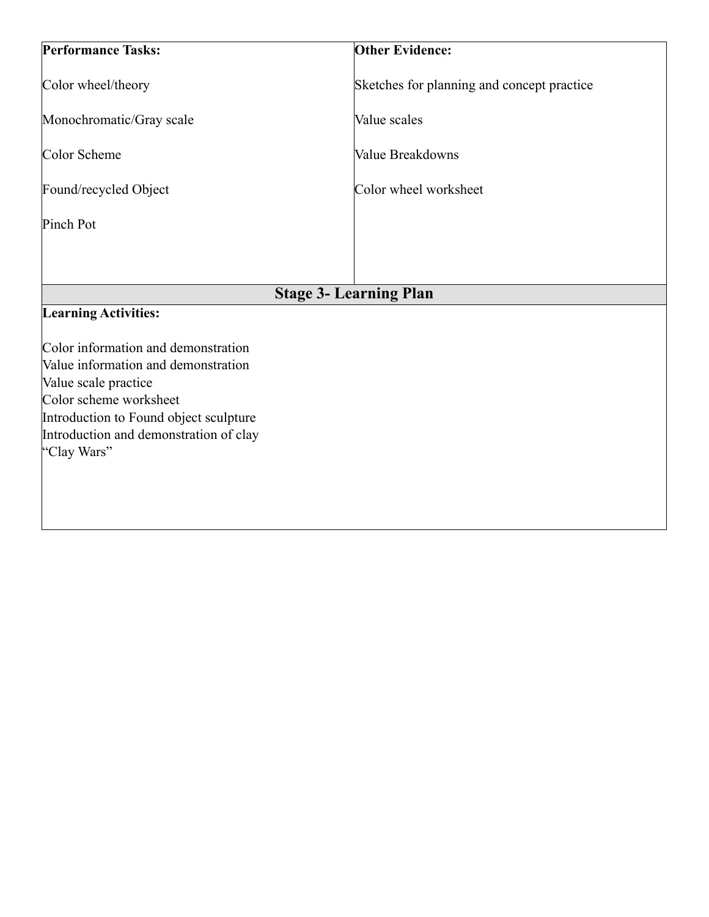| **Performance Tasks:** | **Other Evidence:** |
| --- | --- |
| Color wheel/theory<br><br>Monochromatic/Gray scale<br><br>Color Scheme<br><br>Found/recycled Object<br><br>Pinch Pot | Sketches for planning and concept practice<br><br>Value scales<br><br>Value Breakdowns<br><br>Color wheel worksheet |

## Stage 3- Learning Plan

**Learning Activities:**

Color information and demonstration
Value information and demonstration
Value scale practice
Color scheme worksheet
Introduction to Found object sculpture
Introduction and demonstration of clay
“Clay Wars”